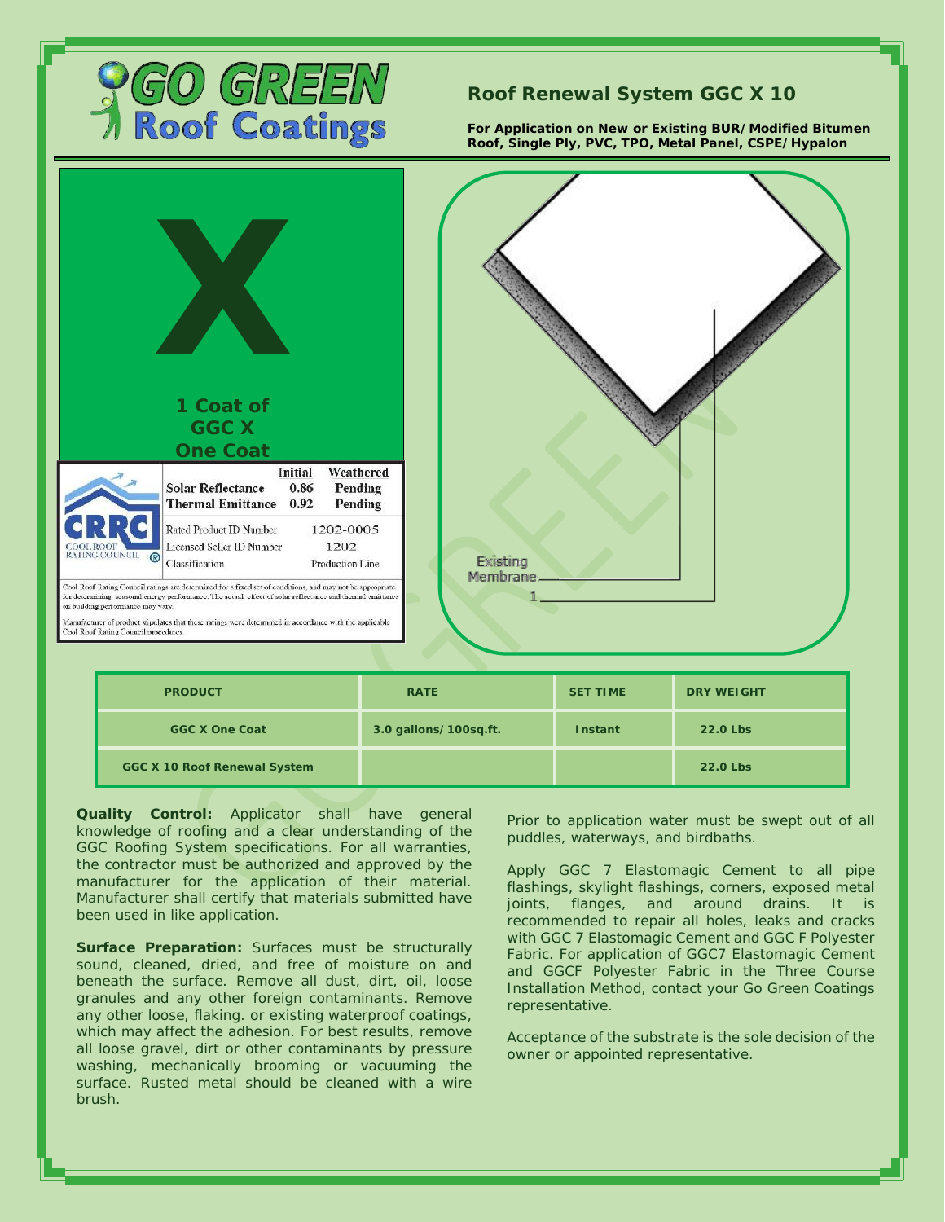# GO GREEN Roof Coatings

## Roof Renewal System GGC X 10

**For Application on New or Existing BUR/Modified Bitumen Roof, Single Ply, PVC, TPO, Metal Panel, CSPE/Hypalon**

X

**1 Coat of GGC X One Coat**

| CRRC COOL ROOF RATING COUNCIL | Initial | Weathered |
|---|---|---|
| Solar Reflectance | 0.86 | Pending |
| Thermal Emittance | 0.92 | Pending |
| Rated Product ID Number | 1202-0005 | |
| Licensed Seller ID Number | 1202 | |
| Classification | Production Line | |

Cool Roof Rating Council ratings are determined for a fixed set of conditions, and may not be appropriate for determining seasonal energy performance. The actual effect of solar reflectance and thermal emittance on building performance may vary.

Manufacturer of product stipulates that these ratings were determined in accordance with the applicable Cool Roof Rating Council procedures.

Existing Membrane

1

| PRODUCT | RATE | SET TIME | DRY WEIGHT |
|---|---|---|---|
| GGC X One Coat | 3.0 gallons/100sq.ft. | Instant | 22.0 Lbs |
| GGC X 10 Roof Renewal System | | | 22.0 Lbs |

**Quality Control:** Applicator shall have general knowledge of roofing and a clear understanding of the GGC Roofing System specifications. For all warranties, the contractor must be authorized and approved by the manufacturer for the application of their material. Manufacturer shall certify that materials submitted have been used in like application.

**Surface Preparation:** Surfaces must be structurally sound, cleaned, dried, and free of moisture on and beneath the surface. Remove all dust, dirt, oil, loose granules and any other foreign contaminants. Remove any other loose, flaking. or existing waterproof coatings, which may affect the adhesion. For best results, remove all loose gravel, dirt or other contaminants by pressure washing, mechanically brooming or vacuuming the surface. Rusted metal should be cleaned with a wire brush.

Prior to application water must be swept out of all puddles, waterways, and birdbaths.

Apply GGC 7 Elastomagic Cement to all pipe flashings, skylight flashings, corners, exposed metal joints, flanges, and around drains. It is recommended to repair all holes, leaks and cracks with GGC 7 Elastomagic Cement and GGC F Polyester Fabric. For application of GGC7 Elastomagic Cement and GGCF Polyester Fabric in the Three Course Installation Method, contact your Go Green Coatings representative.

Acceptance of the substrate is the sole decision of the owner or appointed representative.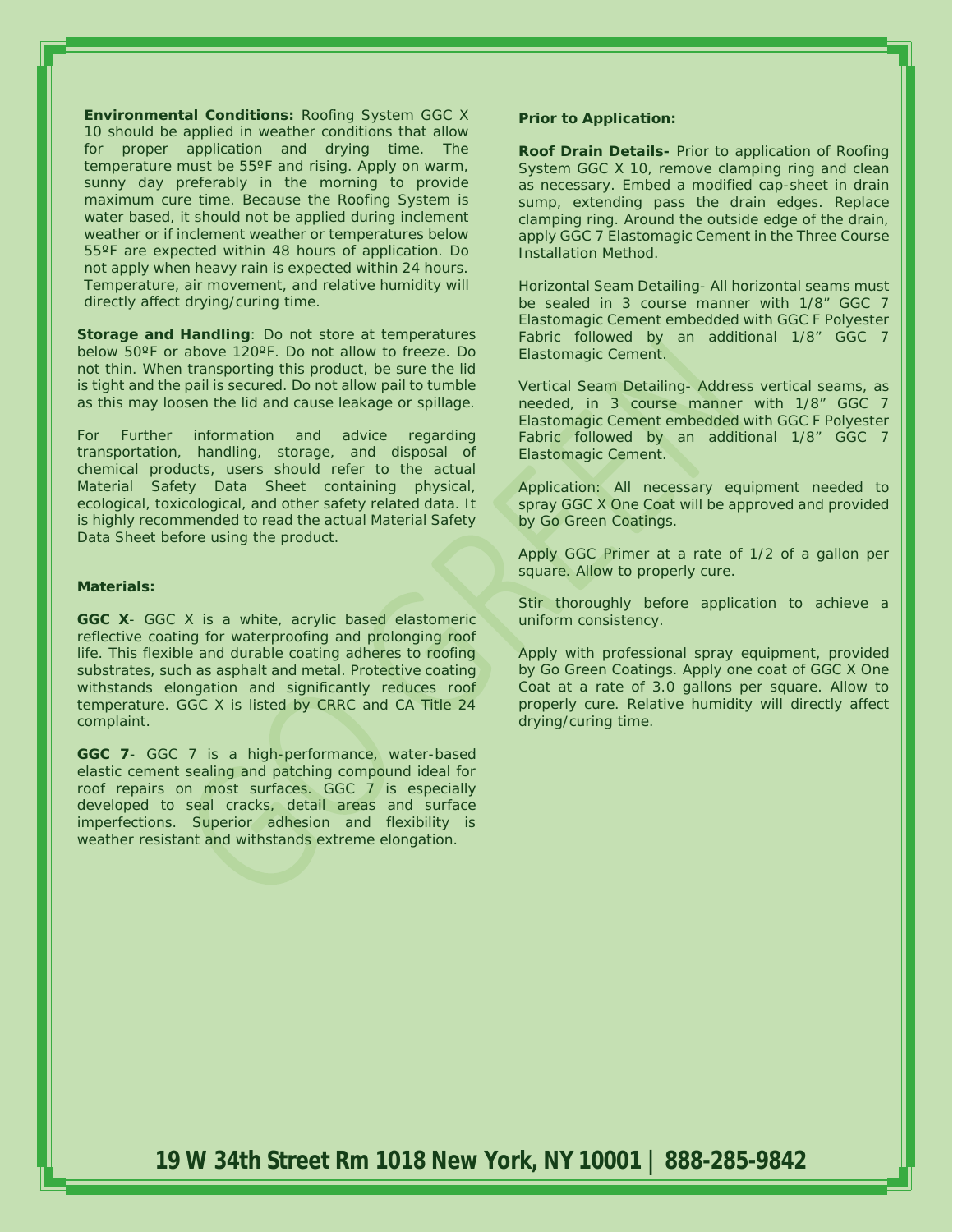**Environmental Conditions:** Roofing System GGC X 10 should be applied in weather conditions that allow for proper application and drying time. The temperature must be 55ºF and rising. Apply on warm, sunny day preferably in the morning to provide maximum cure time. Because the Roofing System is water based, it should not be applied during inclement weather or if inclement weather or temperatures below 55ºF are expected within 48 hours of application. Do not apply when heavy rain is expected within 24 hours. Temperature, air movement, and relative humidity will directly affect drying/curing time.

**Storage and Handling**: Do not store at temperatures below 50ºF or above 120ºF. Do not allow to freeze. Do not thin. When transporting this product, be sure the lid is tight and the pail is secured. Do not allow pail to tumble as this may loosen the lid and cause leakage or spillage.

For Further information and advice regarding transportation, handling, storage, and disposal of chemical products, users should refer to the actual Material Safety Data Sheet containing physical, ecological, toxicological, and other safety related data. It is highly recommended to read the actual Material Safety Data Sheet before using the product.

**Materials:**

**GGC X**- GGC X is a white, acrylic based elastomeric reflective coating for waterproofing and prolonging roof life. This flexible and durable coating adheres to roofing substrates, such as asphalt and metal. Protective coating withstands elongation and significantly reduces roof temperature. GGC X is listed by CRRC and CA Title 24 complaint.

**GGC 7**- GGC 7 is a high-performance, water-based elastic cement sealing and patching compound ideal for roof repairs on most surfaces. GGC 7 is especially developed to seal cracks, detail areas and surface imperfections. Superior adhesion and flexibility is weather resistant and withstands extreme elongation.

**Prior to Application:**

**Roof Drain Details-** Prior to application of Roofing System GGC X 10, remove clamping ring and clean as necessary. Embed a modified cap-sheet in drain sump, extending pass the drain edges. Replace clamping ring. Around the outside edge of the drain, apply GGC 7 Elastomagic Cement in the Three Course Installation Method.

Horizontal Seam Detailing- All horizontal seams must be sealed in 3 course manner with 1/8” GGC 7 Elastomagic Cement embedded with GGC F Polyester Fabric followed by an additional 1/8” GGC 7 Elastomagic Cement.

Vertical Seam Detailing- Address vertical seams, as needed, in 3 course manner with 1/8” GGC 7 Elastomagic Cement embedded with GGC F Polyester Fabric followed by an additional 1/8” GGC 7 Elastomagic Cement.

Application: All necessary equipment needed to spray GGC X One Coat will be approved and provided by Go Green Coatings.

Apply GGC Primer at a rate of 1/2 of a gallon per square. Allow to properly cure.

Stir thoroughly before application to achieve a uniform consistency.

Apply with professional spray equipment, provided by Go Green Coatings. Apply one coat of GGC X One Coat at a rate of 3.0 gallons per square. Allow to properly cure. Relative humidity will directly affect drying/curing time.

**19 W 34th Street Rm 1018 New York, NY 10001 | 888-285-9842**